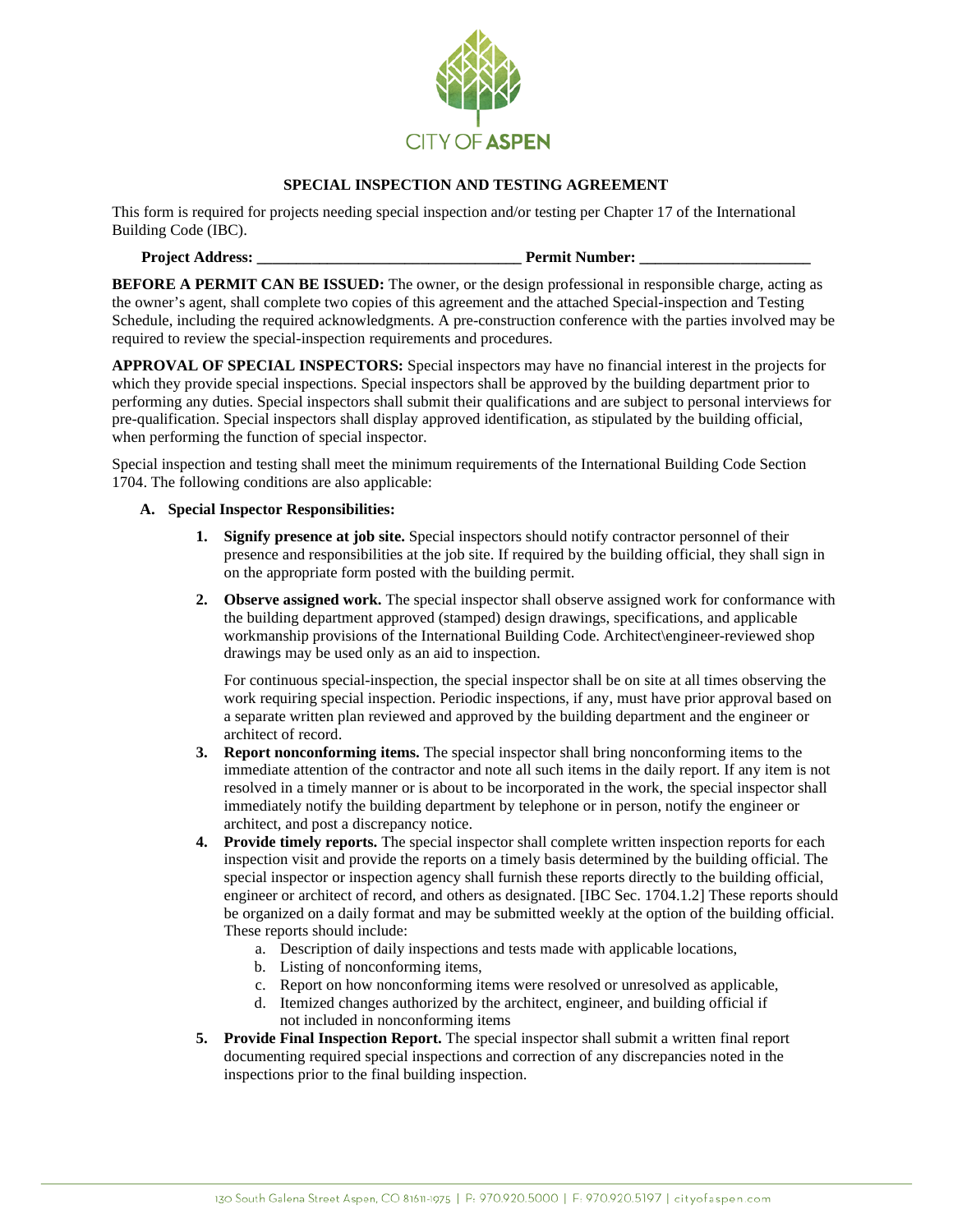CITY OF ASPEN

# SPECIAL INSPECTION AND TESTING AGREEMENT

This form is required for projects needing special inspection and/or testing per Chapter 17 of the International Building Code (IBC).

**Project Address: _________________________________ Permit Number: _____________________**

**BEFORE A PERMIT CAN BE ISSUED:** The owner, or the design professional in responsible charge, acting as the owner's agent, shall complete two copies of this agreement and the attached Special-inspection and Testing Schedule, including the required acknowledgments. A pre-construction conference with the parties involved may be required to review the special-inspection requirements and procedures.

**APPROVAL OF SPECIAL INSPECTORS:** Special inspectors may have no financial interest in the projects for which they provide special inspections. Special inspectors shall be approved by the building department prior to performing any duties. Special inspectors shall submit their qualifications and are subject to personal interviews for pre-qualification. Special inspectors shall display approved identification, as stipulated by the building official, when performing the function of special inspector.

Special inspection and testing shall meet the minimum requirements of the International Building Code Section 1704. The following conditions are also applicable:

**A. Special Inspector Responsibilities:**

1. **Signify presence at job site.** Special inspectors should notify contractor personnel of their presence and responsibilities at the job site. If required by the building official, they shall sign in on the appropriate form posted with the building permit.
2. **Observe assigned work.** The special inspector shall observe assigned work for conformance with the building department approved (stamped) design drawings, specifications, and applicable workmanship provisions of the International Building Code. Architect\engineer-reviewed shop drawings may be used only as an aid to inspection.

   For continuous special-inspection, the special inspector shall be on site at all times observing the work requiring special inspection. Periodic inspections, if any, must have prior approval based on a separate written plan reviewed and approved by the building department and the engineer or architect of record.
3. **Report nonconforming items.** The special inspector shall bring nonconforming items to the immediate attention of the contractor and note all such items in the daily report. If any item is not resolved in a timely manner or is about to be incorporated in the work, the special inspector shall immediately notify the building department by telephone or in person, notify the engineer or architect, and post a discrepancy notice.
4. **Provide timely reports.** The special inspector shall complete written inspection reports for each inspection visit and provide the reports on a timely basis determined by the building official. The special inspector or inspection agency shall furnish these reports directly to the building official, engineer or architect of record, and others as designated. [IBC Sec. 1704.1.2] These reports should be organized on a daily format and may be submitted weekly at the option of the building official. These reports should include:
   a. Description of daily inspections and tests made with applicable locations,
   b. Listing of nonconforming items,
   c. Report on how nonconforming items were resolved or unresolved as applicable,
   d. Itemized changes authorized by the architect, engineer, and building official if not included in nonconforming items
5. **Provide Final Inspection Report.** The special inspector shall submit a written final report documenting required special inspections and correction of any discrepancies noted in the inspections prior to the final building inspection.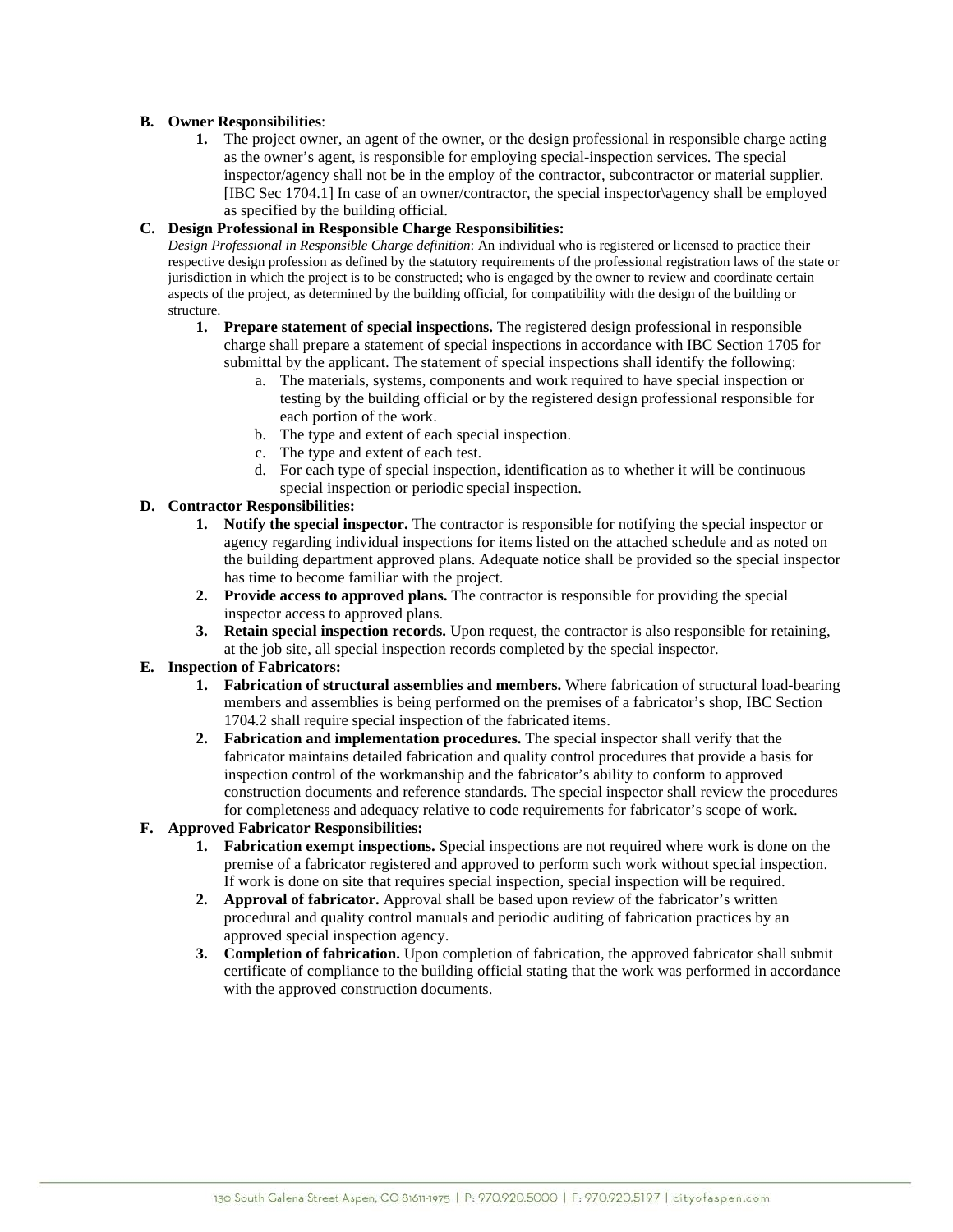**B. Owner Responsibilities**:

1. The project owner, an agent of the owner, or the design professional in responsible charge acting as the owner's agent, is responsible for employing special-inspection services. The special inspector/agency shall not be in the employ of the contractor, subcontractor or material supplier. [IBC Sec 1704.1] In case of an owner/contractor, the special inspector\agency shall be employed as specified by the building official.

**C. Design Professional in Responsible Charge Responsibilities:**

*Design Professional in Responsible Charge definition*: An individual who is registered or licensed to practice their respective design profession as defined by the statutory requirements of the professional registration laws of the state or jurisdiction in which the project is to be constructed; who is engaged by the owner to review and coordinate certain aspects of the project, as determined by the building official, for compatibility with the design of the building or structure.

1. **Prepare statement of special inspections.** The registered design professional in responsible charge shall prepare a statement of special inspections in accordance with IBC Section 1705 for submittal by the applicant. The statement of special inspections shall identify the following:
   a. The materials, systems, components and work required to have special inspection or testing by the building official or by the registered design professional responsible for each portion of the work.
   b. The type and extent of each special inspection.
   c. The type and extent of each test.
   d. For each type of special inspection, identification as to whether it will be continuous special inspection or periodic special inspection.

**D. Contractor Responsibilities:**

1. **Notify the special inspector.** The contractor is responsible for notifying the special inspector or agency regarding individual inspections for items listed on the attached schedule and as noted on the building department approved plans. Adequate notice shall be provided so the special inspector has time to become familiar with the project.
2. **Provide access to approved plans.** The contractor is responsible for providing the special inspector access to approved plans.
3. **Retain special inspection records.** Upon request, the contractor is also responsible for retaining, at the job site, all special inspection records completed by the special inspector.

**E. Inspection of Fabricators:**

1. **Fabrication of structural assemblies and members.** Where fabrication of structural load-bearing members and assemblies is being performed on the premises of a fabricator's shop, IBC Section 1704.2 shall require special inspection of the fabricated items.
2. **Fabrication and implementation procedures.** The special inspector shall verify that the fabricator maintains detailed fabrication and quality control procedures that provide a basis for inspection control of the workmanship and the fabricator's ability to conform to approved construction documents and reference standards. The special inspector shall review the procedures for completeness and adequacy relative to code requirements for fabricator's scope of work.

**F. Approved Fabricator Responsibilities:**

1. **Fabrication exempt inspections.** Special inspections are not required where work is done on the premise of a fabricator registered and approved to perform such work without special inspection. If work is done on site that requires special inspection, special inspection will be required.
2. **Approval of fabricator.** Approval shall be based upon review of the fabricator's written procedural and quality control manuals and periodic auditing of fabrication practices by an approved special inspection agency.
3. **Completion of fabrication.** Upon completion of fabrication, the approved fabricator shall submit certificate of compliance to the building official stating that the work was performed in accordance with the approved construction documents.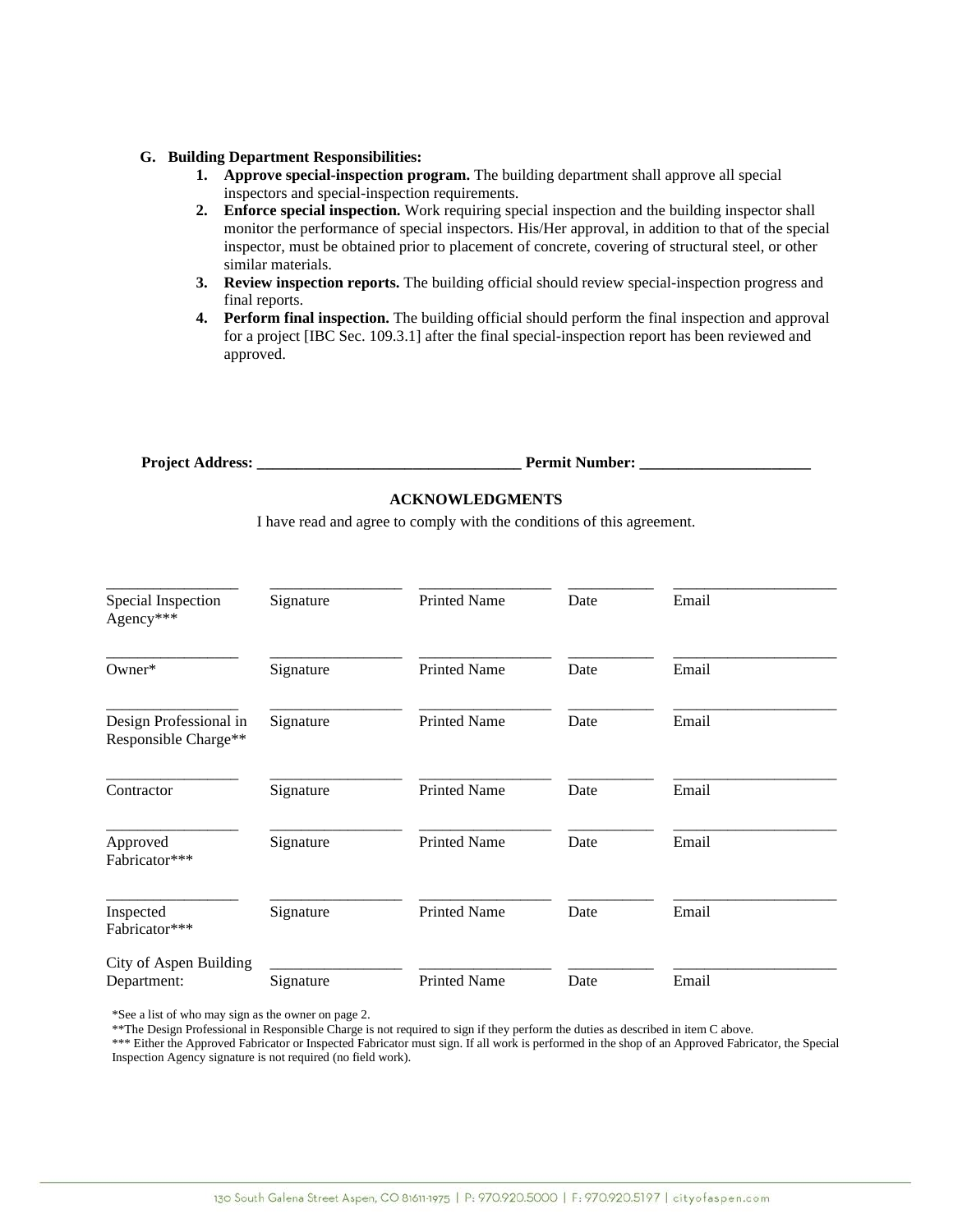**G. Building Department Responsibilities:**

1. **Approve special-inspection program.** The building department shall approve all special inspectors and special-inspection requirements.
2. **Enforce special inspection.** Work requiring special inspection and the building inspector shall monitor the performance of special inspectors. His/Her approval, in addition to that of the special inspector, must be obtained prior to placement of concrete, covering of structural steel, or other similar materials.
3. **Review inspection reports.** The building official should review special-inspection progress and final reports.
4. **Perform final inspection.** The building official should perform the final inspection and approval for a project [IBC Sec. 109.3.1] after the final special-inspection report has been reviewed and approved.

**Project Address: __________________________________ Permit Number: ______________________**

**ACKNOWLEDGMENTS**

I have read and agree to comply with the conditions of this agreement.

| | | | | |
|---|---|---|---|---|
| _________________ Special Inspection Agency*** | _________________ Signature | _________________ Printed Name | ___________ Date | _____________________ Email |
| _________________ Owner* | _________________ Signature | _________________ Printed Name | ___________ Date | _____________________ Email |
| _________________ Design Professional in Responsible Charge** | _________________ Signature | _________________ Printed Name | ___________ Date | _____________________ Email |
| _________________ Contractor | _________________ Signature | _________________ Printed Name | ___________ Date | _____________________ Email |
| _________________ Approved Fabricator*** | _________________ Signature | _________________ Printed Name | ___________ Date | _____________________ Email |
| _________________ Inspected Fabricator*** | _________________ Signature | _________________ Printed Name | ___________ Date | _____________________ Email |
| City of Aspen Building Department: | _________________ Signature | _________________ Printed Name | ___________ Date | _____________________ Email |

*See a list of who may sign as the owner on page 2.

**The Design Professional in Responsible Charge is not required to sign if they perform the duties as described in item C above.

*** Either the Approved Fabricator or Inspected Fabricator must sign. If all work is performed in the shop of an Approved Fabricator, the Special Inspection Agency signature is not required (no field work).

130 South Galena Street Aspen, CO 81611-1975 | P: 970.920.5000 | F: 970.920.5197 | cityofaspen.com